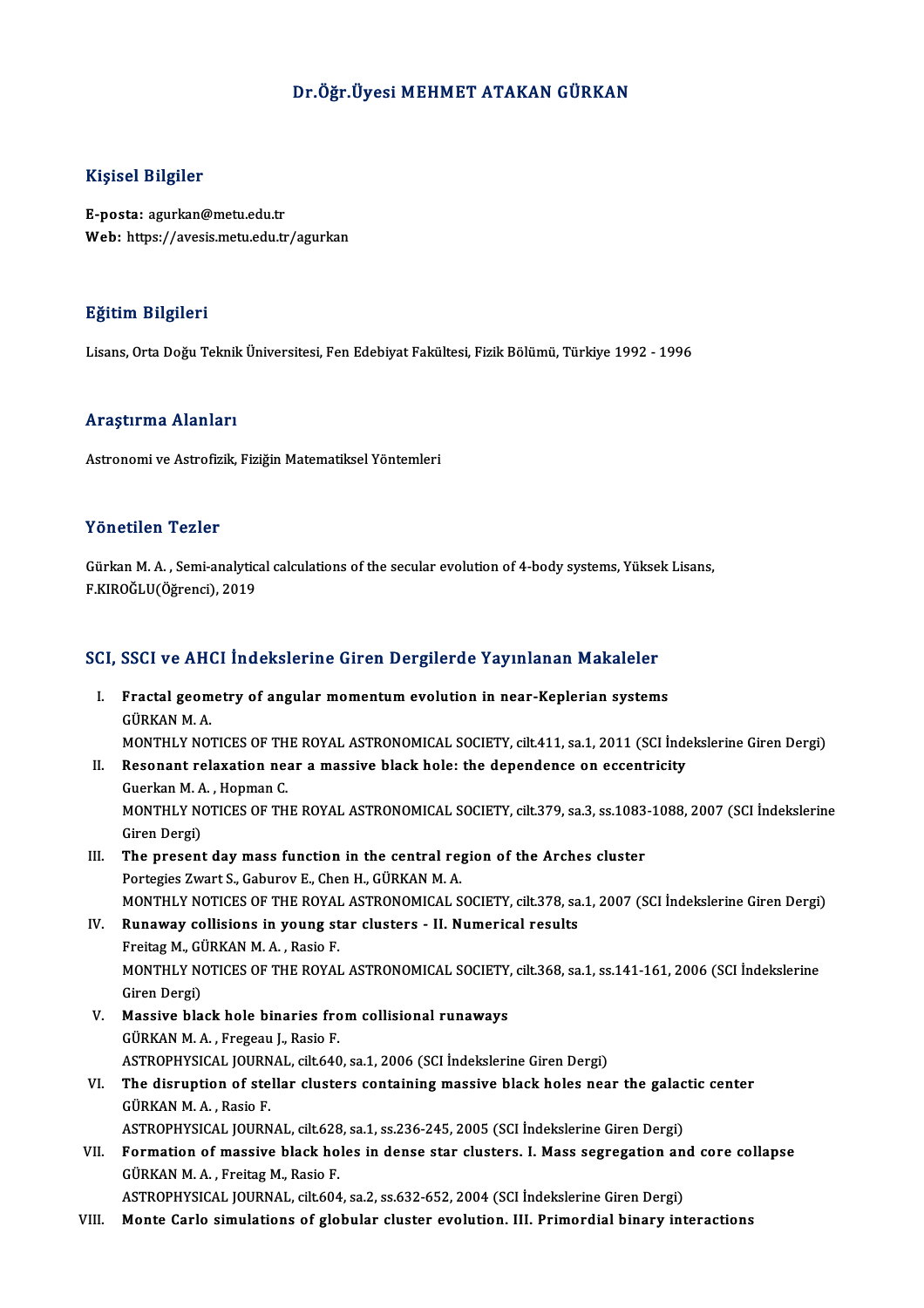# Dr.Öğr.Üyesi MEHMET ATAKAN GÜRKAN

## Kişisel Bilgiler

**E-posta:** agurkan@metu.edu.tr
**Web:** https://avesis.metu.edu.tr/agurkan

## Eğitim Bilgileri

Lisans, Orta Doğu Teknik Üniversitesi, Fen Edebiyat Fakültesi, Fizik Bölümü, Türkiye 1992 - 1996

## Araştırma Alanları

Astronomi ve Astrofizik, Fiziğin Matematiksel Yöntemleri

## Yönetilen Tezler

Gürkan M. A. , Semi-analytical calculations of the secular evolution of 4-body systems, Yüksek Lisans, F.KIROĞLU(Öğrenci), 2019

## SCI, SSCI ve AHCI İndekslerine Giren Dergilerde Yayınlanan Makaleler

I. **Fractal geometry of angular momentum evolution in near-Keplerian systems**
GÜRKAN M. A.
MONTHLY NOTICES OF THE ROYAL ASTRONOMICAL SOCIETY, cilt.411, sa.1, 2011 (SCI İndekslerine Giren Dergi)

II. **Resonant relaxation near a massive black hole: the dependence on eccentricity**
Guerkan M. A. , Hopman C.
MONTHLY NOTICES OF THE ROYAL ASTRONOMICAL SOCIETY, cilt.379, sa.3, ss.1083-1088, 2007 (SCI İndekslerine Giren Dergi)

III. **The present day mass function in the central region of the Arches cluster**
Portegies Zwart S., Gaburov E., Chen H., GÜRKAN M. A.
MONTHLY NOTICES OF THE ROYAL ASTRONOMICAL SOCIETY, cilt.378, sa.1, 2007 (SCI İndekslerine Giren Dergi)

IV. **Runaway collisions in young star clusters - II. Numerical results**
Freitag M., GÜRKAN M. A. , Rasio F.
MONTHLY NOTICES OF THE ROYAL ASTRONOMICAL SOCIETY, cilt.368, sa.1, ss.141-161, 2006 (SCI İndekslerine Giren Dergi)

V. **Massive black hole binaries from collisional runaways**
GÜRKAN M. A. , Fregeau J., Rasio F.
ASTROPHYSICAL JOURNAL, cilt.640, sa.1, 2006 (SCI İndekslerine Giren Dergi)

VI. **The disruption of stellar clusters containing massive black holes near the galactic center**
GÜRKAN M. A. , Rasio F.
ASTROPHYSICAL JOURNAL, cilt.628, sa.1, ss.236-245, 2005 (SCI İndekslerine Giren Dergi)

VII. **Formation of massive black holes in dense star clusters. I. Mass segregation and core collapse**
GÜRKAN M. A. , Freitag M., Rasio F.
ASTROPHYSICAL JOURNAL, cilt.604, sa.2, ss.632-652, 2004 (SCI İndekslerine Giren Dergi)

VIII. **Monte Carlo simulations of globular cluster evolution. III. Primordial binary interactions**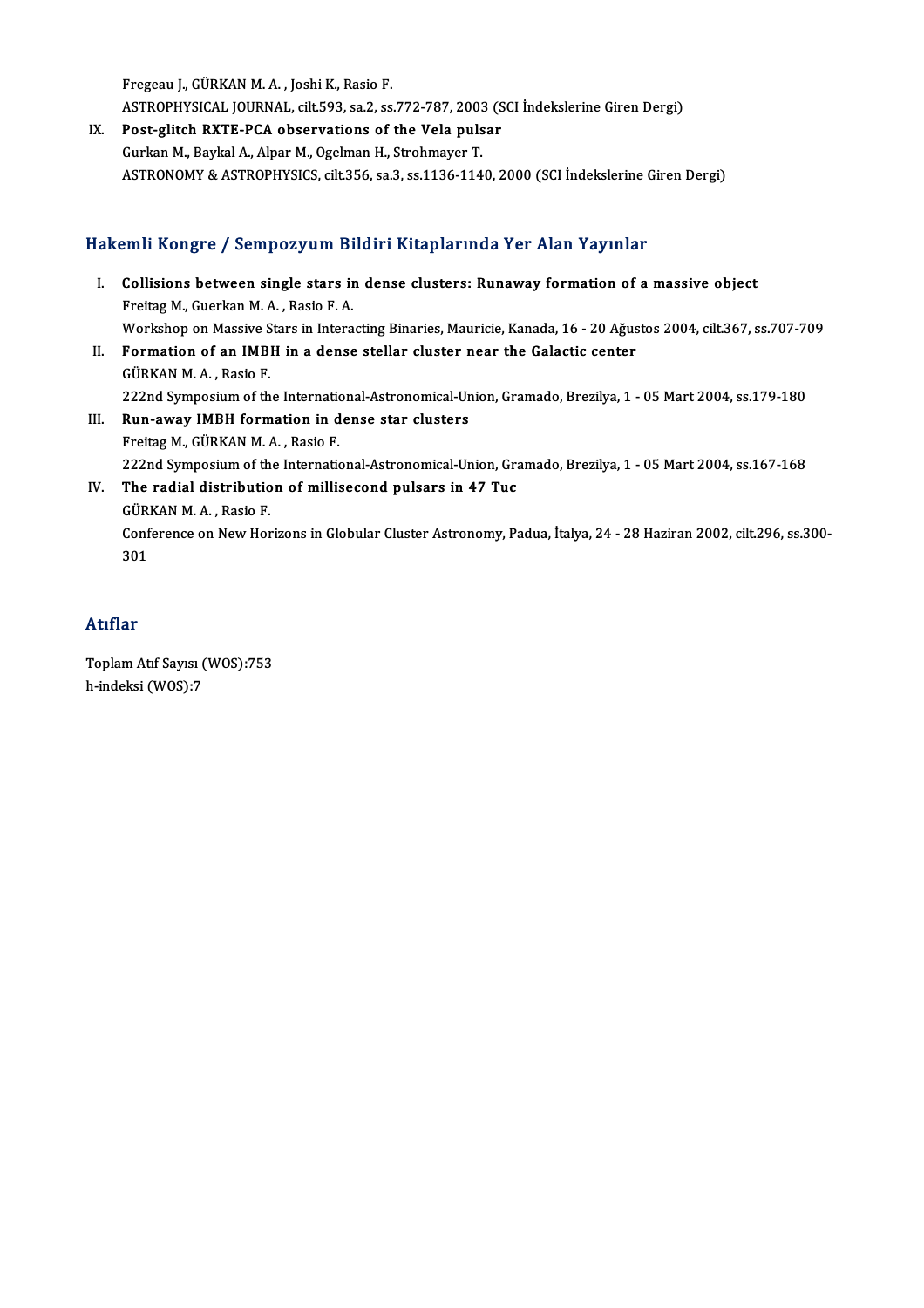Fregeau J., GÜRKAN M. A. , Joshi K., Rasio F.
ASTROPHYSICAL JOURNAL, cilt.593, sa.2, ss.772-787, 2003 (SCI İndekslerine Giren Dergi)

IX. **Post-glitch RXTE-PCA observations of the Vela pulsar**
Gurkan M., Baykal A., Alpar M., Ogelman H., Strohmayer T.
ASTRONOMY & ASTROPHYSICS, cilt.356, sa.3, ss.1136-1140, 2000 (SCI İndekslerine Giren Dergi)

## Hakemli Kongre / Sempozyum Bildiri Kitaplarında Yer Alan Yayınlar

I. **Collisions between single stars in dense clusters: Runaway formation of a massive object**
Freitag M., Guerkan M. A. , Rasio F. A.
Workshop on Massive Stars in Interacting Binaries, Mauricie, Kanada, 16 - 20 Ağustos 2004, cilt.367, ss.707-709

II. **Formation of an IMBH in a dense stellar cluster near the Galactic center**
GÜRKAN M. A. , Rasio F.
222nd Symposium of the International-Astronomical-Union, Gramado, Brezilya, 1 - 05 Mart 2004, ss.179-180

III. **Run-away IMBH formation in dense star clusters**
Freitag M., GÜRKAN M. A. , Rasio F.
222nd Symposium of the International-Astronomical-Union, Gramado, Brezilya, 1 - 05 Mart 2004, ss.167-168

IV. **The radial distribution of millisecond pulsars in 47 Tuc**
GÜRKAN M. A. , Rasio F.
Conference on New Horizons in Globular Cluster Astronomy, Padua, İtalya, 24 - 28 Haziran 2002, cilt.296, ss.300-301

## Atıflar

Toplam Atıf Sayısı (WOS):753
h-indeksi (WOS):7